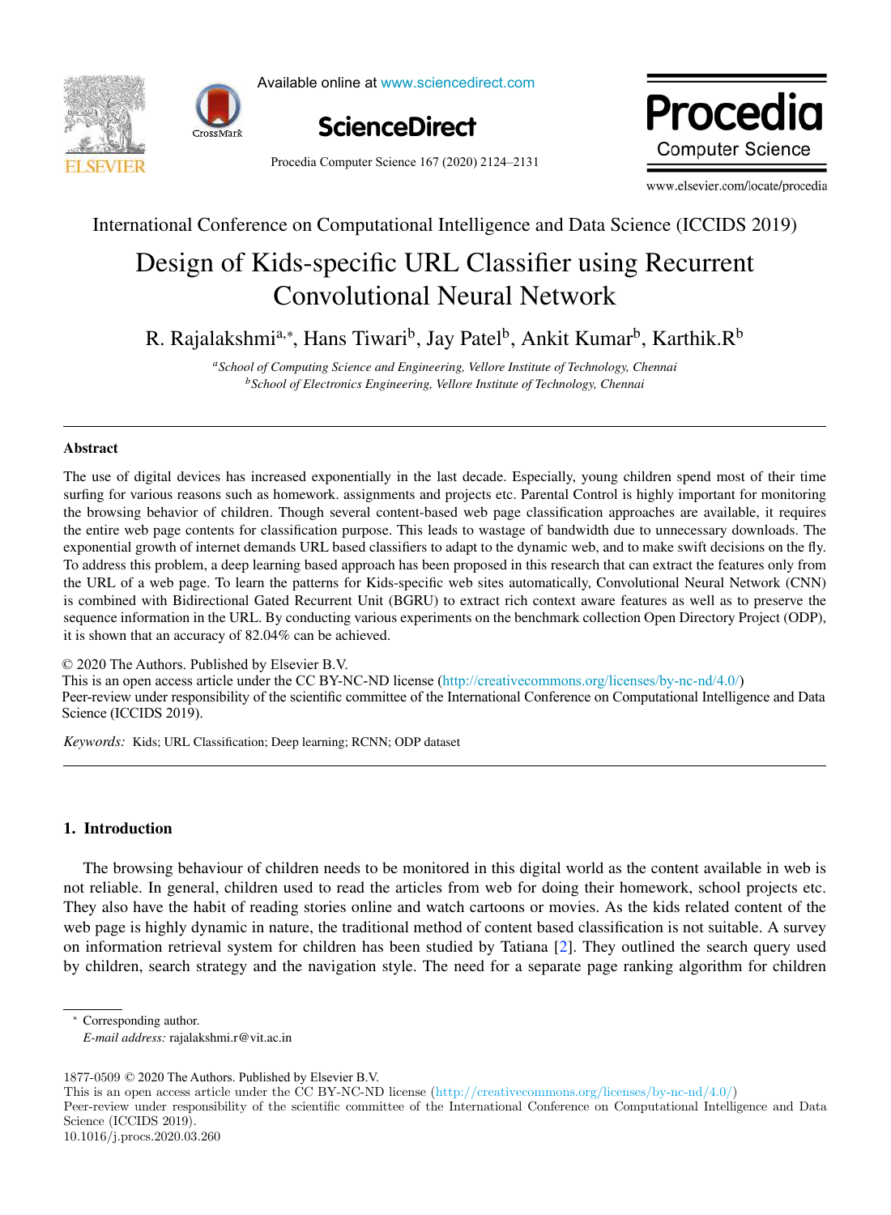International Conference on Computational Intelligence and Data Science (ICCIDS 2019)

# Design of Kids-specific URL Classifier using Recurrent Convolutional Neural Network

R. Rajalakshmi[a,*], Hans Tiwari[b], Jay Patel[b], Ankit Kumar[b], Karthik.R[b]

[a]*School of Computing Science and Engineering, Vellore Institute of Technology, Chennai*
[b]*School of Electronics Engineering, Vellore Institute of Technology, Chennai*

## Abstract

The use of digital devices has increased exponentially in the last decade. Especially, young children spend most of their time surfing for various reasons such as homework. assignments and projects etc. Parental Control is highly important for monitoring the browsing behavior of children. Though several content-based web page classification approaches are available, it requires the entire web page contents for classification purpose. This leads to wastage of bandwidth due to unnecessary downloads. The exponential growth of internet demands URL based classifiers to adapt to the dynamic web, and to make swift decisions on the fly. To address this problem, a deep learning based approach has been proposed in this research that can extract the features only from the URL of a web page. To learn the patterns for Kids-specific web sites automatically, Convolutional Neural Network (CNN) is combined with Bidirectional Gated Recurrent Unit (BGRU) to extract rich context aware features as well as to preserve the sequence information in the URL. By conducting various experiments on the benchmark collection Open Directory Project (ODP), it is shown that an accuracy of 82.04% can be achieved.

© 2020 The Authors. Published by Elsevier B.V.
This is an open access article under the CC BY-NC-ND license (http://creativecommons.org/licenses/by-nc-nd/4.0/)
Peer-review under responsibility of the scientific committee of the International Conference on Computational Intelligence and Data Science (ICCIDS 2019).

*Keywords:* Kids; URL Classification; Deep learning; RCNN; ODP dataset

## 1. Introduction

The browsing behaviour of children needs to be monitored in this digital world as the content available in web is not reliable. In general, children used to read the articles from web for doing their homework, school projects etc. They also have the habit of reading stories online and watch cartoons or movies. As the kids related content of the web page is highly dynamic in nature, the traditional method of content based classification is not suitable. A survey on information retrieval system for children has been studied by Tatiana [2]. They outlined the search query used by children, search strategy and the navigation style. The need for a separate page ranking algorithm for children

---

* Corresponding author.
*E-mail address:* rajalakshmi.r@vit.ac.in

1877-0509 © 2020 The Authors. Published by Elsevier B.V.
This is an open access article under the CC BY-NC-ND license (http://creativecommons.org/licenses/by-nc-nd/4.0/)
Peer-review under responsibility of the scientific committee of the International Conference on Computational Intelligence and Data Science (ICCIDS 2019).
10.1016/j.procs.2020.03.260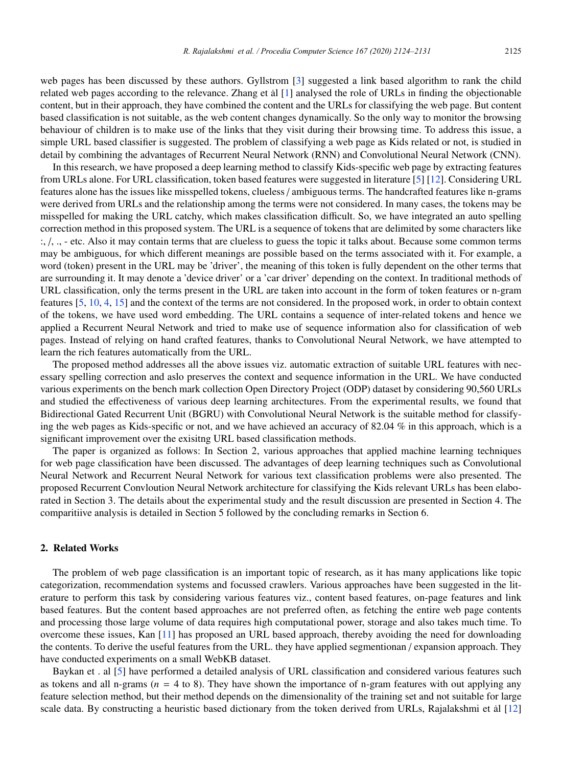web pages has been discussed by these authors. Gyllstrom [3] suggested a link based algorithm to rank the child related web pages according to the relevance. Zhang et ål [1] analysed the role of URLs in finding the objectionable content, but in their approach, they have combined the content and the URLs for classifying the web page. But content based classification is not suitable, as the web content changes dynamically. So the only way to monitor the browsing behaviour of children is to make use of the links that they visit during their browsing time. To address this issue, a simple URL based classifier is suggested. The problem of classifying a web page as Kids related or not, is studied in detail by combining the advantages of Recurrent Neural Network (RNN) and Convolutional Neural Network (CNN).

In this research, we have proposed a deep learning method to classify Kids-specific web page by extracting features from URLs alone. For URL classification, token based features were suggested in literature [5] [12]. Considering URL features alone has the issues like misspelled tokens, clueless / ambiguous terms. The handcrafted features like n-grams were derived from URLs and the relationship among the terms were not considered. In many cases, the tokens may be misspelled for making the URL catchy, which makes classification difficult. So, we have integrated an auto spelling correction method in this proposed system. The URL is a sequence of tokens that are delimited by some characters like :, /, ., - etc. Also it may contain terms that are clueless to guess the topic it talks about. Because some common terms may be ambiguous, for which different meanings are possible based on the terms associated with it. For example, a word (token) present in the URL may be 'driver', the meaning of this token is fully dependent on the other terms that are surrounding it. It may denote a 'device driver' or a 'car driver' depending on the context. In traditional methods of URL classification, only the terms present in the URL are taken into account in the form of token features or n-gram features [5, 10, 4, 15] and the context of the terms are not considered. In the proposed work, in order to obtain context of the tokens, we have used word embedding. The URL contains a sequence of inter-related tokens and hence we applied a Recurrent Neural Network and tried to make use of sequence information also for classification of web pages. Instead of relying on hand crafted features, thanks to Convolutional Neural Network, we have attempted to learn the rich features automatically from the URL.

The proposed method addresses all the above issues viz. automatic extraction of suitable URL features with necessary spelling correction and aslo preserves the context and sequence information in the URL. We have conducted various experiments on the bench mark collection Open Directory Project (ODP) dataset by considering 90,560 URLs and studied the effectiveness of various deep learning architectures. From the experimental results, we found that Bidirectional Gated Recurrent Unit (BGRU) with Convolutional Neural Network is the suitable method for classifying the web pages as Kids-specific or not, and we have achieved an accuracy of 82.04 % in this approach, which is a significant improvement over the exisitng URL based classification methods.

The paper is organized as follows: In Section 2, various approaches that applied machine learning techniques for web page classification have been discussed. The advantages of deep learning techniques such as Convolutional Neural Network and Recurrent Neural Network for various text classification problems were also presented. The proposed Recurrent Convloution Neural Network architecture for classifying the Kids relevant URLs has been elaborated in Section 3. The details about the experimental study and the result discussion are presented in Section 4. The comparitiive analysis is detailed in Section 5 followed by the concluding remarks in Section 6.

## 2. Related Works

The problem of web page classification is an important topic of research, as it has many applications like topic categorization, recommendation systems and focussed crawlers. Various approaches have been suggested in the literature to perform this task by considering various features viz., content based features, on-page features and link based features. But the content based approaches are not preferred often, as fetching the entire web page contents and processing those large volume of data requires high computational power, storage and also takes much time. To overcome these issues, Kan [11] has proposed an URL based approach, thereby avoiding the need for downloading the contents. To derive the useful features from the URL. they have applied segmentionan / expansion approach. They have conducted experiments on a small WebKB dataset.

Baykan et . al [5] have performed a detailed analysis of URL classification and considered various features such as tokens and all n-grams ($n = 4$ to 8). They have shown the importance of n-gram features with out applying any feature selection method, but their method depends on the dimensionality of the training set and not suitable for large scale data. By constructing a heuristic based dictionary from the token derived from URLs, Rajalakshmi et ål [12]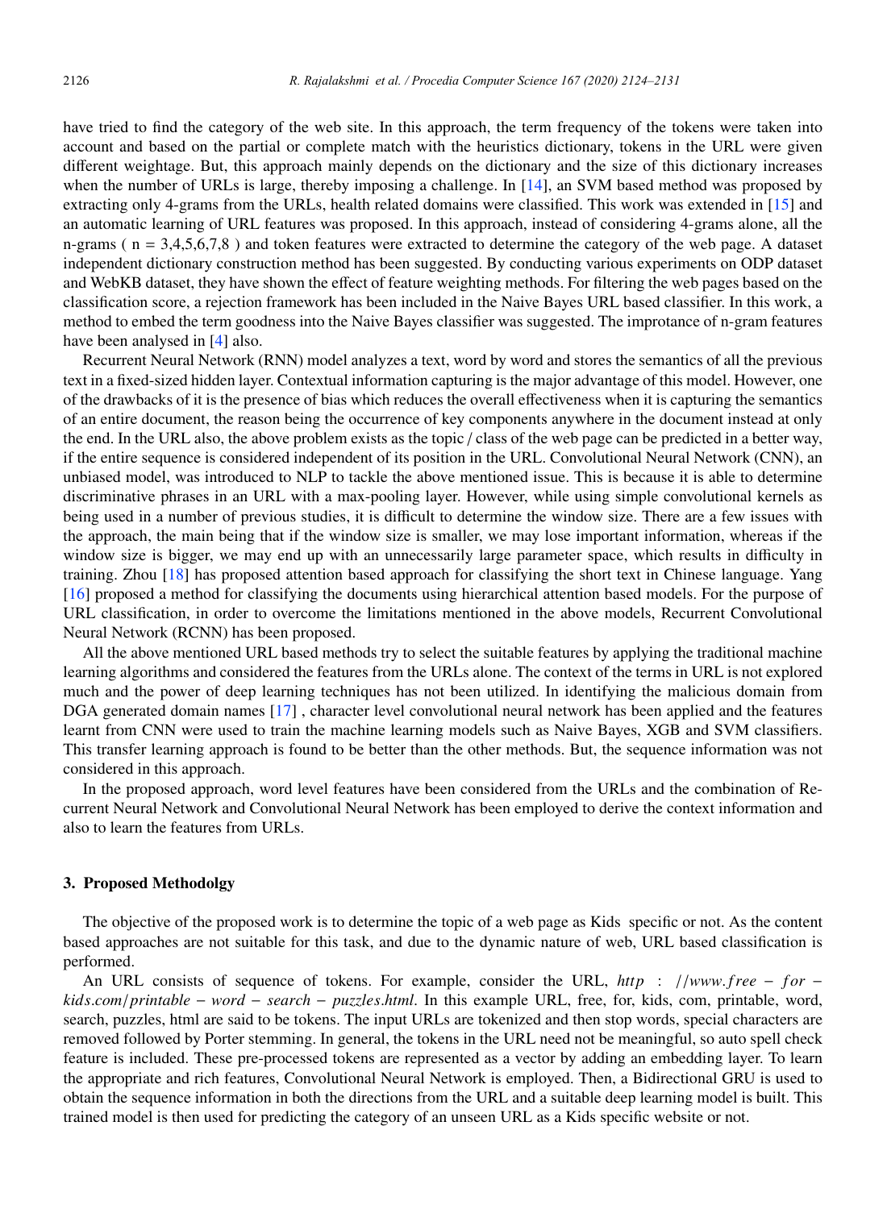have tried to find the category of the web site. In this approach, the term frequency of the tokens were taken into account and based on the partial or complete match with the heuristics dictionary, tokens in the URL were given different weightage. But, this approach mainly depends on the dictionary and the size of this dictionary increases when the number of URLs is large, thereby imposing a challenge. In [14], an SVM based method was proposed by extracting only 4-grams from the URLs, health related domains were classified. This work was extended in [15] and an automatic learning of URL features was proposed. In this approach, instead of considering 4-grams alone, all the n-grams ( n = 3,4,5,6,7,8 ) and token features were extracted to determine the category of the web page. A dataset independent dictionary construction method has been suggested. By conducting various experiments on ODP dataset and WebKB dataset, they have shown the effect of feature weighting methods. For filtering the web pages based on the classification score, a rejection framework has been included in the Naive Bayes URL based classifier. In this work, a method to embed the term goodness into the Naive Bayes classifier was suggested. The improtance of n-gram features have been analysed in [4] also.

Recurrent Neural Network (RNN) model analyzes a text, word by word and stores the semantics of all the previous text in a fixed-sized hidden layer. Contextual information capturing is the major advantage of this model. However, one of the drawbacks of it is the presence of bias which reduces the overall effectiveness when it is capturing the semantics of an entire document, the reason being the occurrence of key components anywhere in the document instead at only the end. In the URL also, the above problem exists as the topic / class of the web page can be predicted in a better way, if the entire sequence is considered independent of its position in the URL. Convolutional Neural Network (CNN), an unbiased model, was introduced to NLP to tackle the above mentioned issue. This is because it is able to determine discriminative phrases in an URL with a max-pooling layer. However, while using simple convolutional kernels as being used in a number of previous studies, it is difficult to determine the window size. There are a few issues with the approach, the main being that if the window size is smaller, we may lose important information, whereas if the window size is bigger, we may end up with an unnecessarily large parameter space, which results in difficulty in training. Zhou [18] has proposed attention based approach for classifying the short text in Chinese language. Yang [16] proposed a method for classifying the documents using hierarchical attention based models. For the purpose of URL classification, in order to overcome the limitations mentioned in the above models, Recurrent Convolutional Neural Network (RCNN) has been proposed.

All the above mentioned URL based methods try to select the suitable features by applying the traditional machine learning algorithms and considered the features from the URLs alone. The context of the terms in URL is not explored much and the power of deep learning techniques has not been utilized. In identifying the malicious domain from DGA generated domain names [17] , character level convolutional neural network has been applied and the features learnt from CNN were used to train the machine learning models such as Naive Bayes, XGB and SVM classifiers. This transfer learning approach is found to be better than the other methods. But, the sequence information was not considered in this approach.

In the proposed approach, word level features have been considered from the URLs and the combination of Recurrent Neural Network and Convolutional Neural Network has been employed to derive the context information and also to learn the features from URLs.

## 3. Proposed Methodolgy

The objective of the proposed work is to determine the topic of a web page as Kids specific or not. As the content based approaches are not suitable for this task, and due to the dynamic nature of web, URL based classification is performed.

An URL consists of sequence of tokens. For example, consider the URL, *http://www.free-for-kids.com/printable-word-search-puzzles.html*. In this example URL, free, for, kids, com, printable, word, search, puzzles, html are said to be tokens. The input URLs are tokenized and then stop words, special characters are removed followed by Porter stemming. In general, the tokens in the URL need not be meaningful, so auto spell check feature is included. These pre-processed tokens are represented as a vector by adding an embedding layer. To learn the appropriate and rich features, Convolutional Neural Network is employed. Then, a Bidirectional GRU is used to obtain the sequence information in both the directions from the URL and a suitable deep learning model is built. This trained model is then used for predicting the category of an unseen URL as a Kids specific website or not.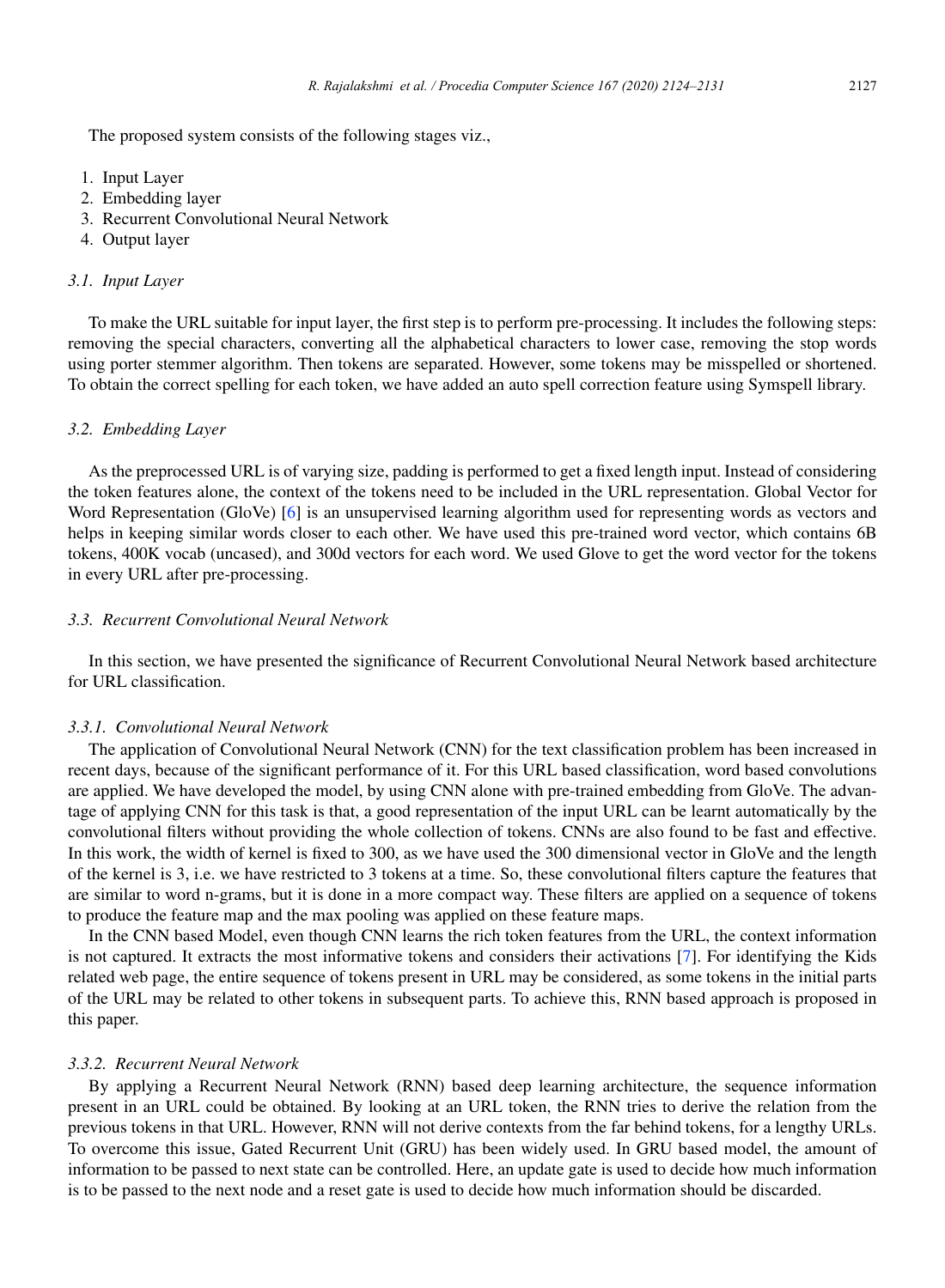The proposed system consists of the following stages viz.,

1. Input Layer
2. Embedding layer
3. Recurrent Convolutional Neural Network
4. Output layer

### *3.1. Input Layer*

To make the URL suitable for input layer, the first step is to perform pre-processing. It includes the following steps: removing the special characters, converting all the alphabetical characters to lower case, removing the stop words using porter stemmer algorithm. Then tokens are separated. However, some tokens may be misspelled or shortened. To obtain the correct spelling for each token, we have added an auto spell correction feature using Symspell library.

### *3.2. Embedding Layer*

As the preprocessed URL is of varying size, padding is performed to get a fixed length input. Instead of considering the token features alone, the context of the tokens need to be included in the URL representation. Global Vector for Word Representation (GloVe) [6] is an unsupervised learning algorithm used for representing words as vectors and helps in keeping similar words closer to each other. We have used this pre-trained word vector, which contains 6B tokens, 400K vocab (uncased), and 300d vectors for each word. We used Glove to get the word vector for the tokens in every URL after pre-processing.

### *3.3. Recurrent Convolutional Neural Network*

In this section, we have presented the significance of Recurrent Convolutional Neural Network based architecture for URL classification.

#### *3.3.1. Convolutional Neural Network*

The application of Convolutional Neural Network (CNN) for the text classification problem has been increased in recent days, because of the significant performance of it. For this URL based classification, word based convolutions are applied. We have developed the model, by using CNN alone with pre-trained embedding from GloVe. The advantage of applying CNN for this task is that, a good representation of the input URL can be learnt automatically by the convolutional filters without providing the whole collection of tokens. CNNs are also found to be fast and effective. In this work, the width of kernel is fixed to 300, as we have used the 300 dimensional vector in GloVe and the length of the kernel is 3, i.e. we have restricted to 3 tokens at a time. So, these convolutional filters capture the features that are similar to word n-grams, but it is done in a more compact way. These filters are applied on a sequence of tokens to produce the feature map and the max pooling was applied on these feature maps.

In the CNN based Model, even though CNN learns the rich token features from the URL, the context information is not captured. It extracts the most informative tokens and considers their activations [7]. For identifying the Kids related web page, the entire sequence of tokens present in URL may be considered, as some tokens in the initial parts of the URL may be related to other tokens in subsequent parts. To achieve this, RNN based approach is proposed in this paper.

#### *3.3.2. Recurrent Neural Network*

By applying a Recurrent Neural Network (RNN) based deep learning architecture, the sequence information present in an URL could be obtained. By looking at an URL token, the RNN tries to derive the relation from the previous tokens in that URL. However, RNN will not derive contexts from the far behind tokens, for a lengthy URLs. To overcome this issue, Gated Recurrent Unit (GRU) has been widely used. In GRU based model, the amount of information to be passed to next state can be controlled. Here, an update gate is used to decide how much information is to be passed to the next node and a reset gate is used to decide how much information should be discarded.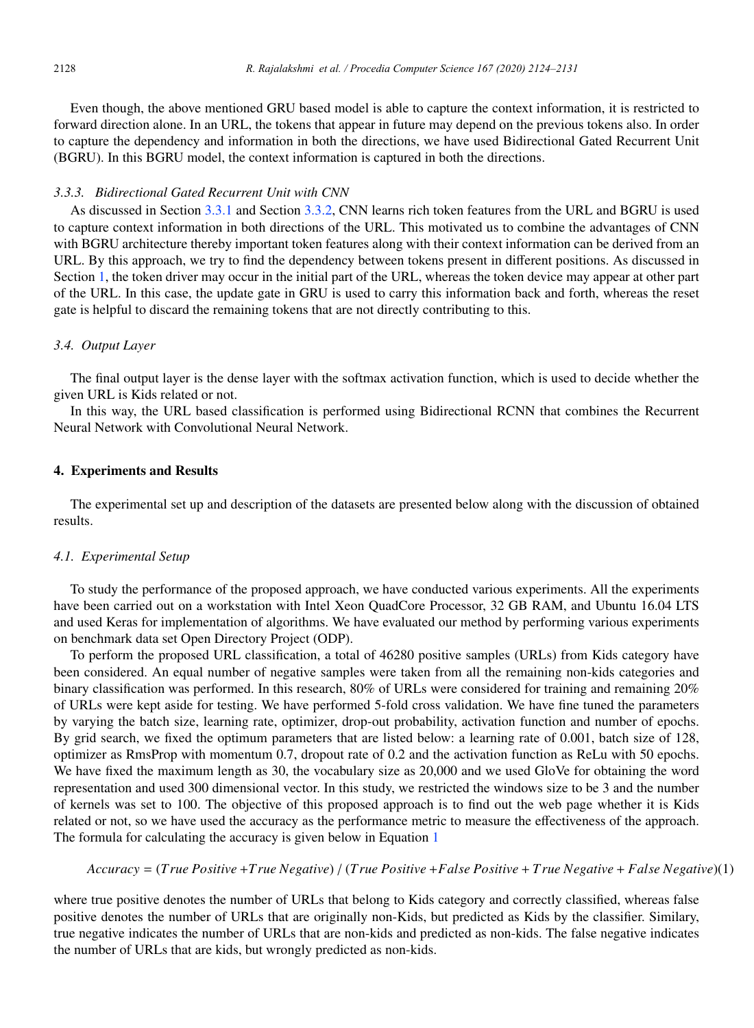Even though, the above mentioned GRU based model is able to capture the context information, it is restricted to forward direction alone. In an URL, the tokens that appear in future may depend on the previous tokens also. In order to capture the dependency and information in both the directions, we have used Bidirectional Gated Recurrent Unit (BGRU). In this BGRU model, the context information is captured in both the directions.

### *3.3.3. Bidirectional Gated Recurrent Unit with CNN*

As discussed in Section 3.3.1 and Section 3.3.2, CNN learns rich token features from the URL and BGRU is used to capture context information in both directions of the URL. This motivated us to combine the advantages of CNN with BGRU architecture thereby important token features along with their context information can be derived from an URL. By this approach, we try to find the dependency between tokens present in different positions. As discussed in Section 1, the token driver may occur in the initial part of the URL, whereas the token device may appear at other part of the URL. In this case, the update gate in GRU is used to carry this information back and forth, whereas the reset gate is helpful to discard the remaining tokens that are not directly contributing to this.

### *3.4. Output Layer*

The final output layer is the dense layer with the softmax activation function, which is used to decide whether the given URL is Kids related or not.

In this way, the URL based classification is performed using Bidirectional RCNN that combines the Recurrent Neural Network with Convolutional Neural Network.

## 4. Experiments and Results

The experimental set up and description of the datasets are presented below along with the discussion of obtained results.

### *4.1. Experimental Setup*

To study the performance of the proposed approach, we have conducted various experiments. All the experiments have been carried out on a workstation with Intel Xeon QuadCore Processor, 32 GB RAM, and Ubuntu 16.04 LTS and used Keras for implementation of algorithms. We have evaluated our method by performing various experiments on benchmark data set Open Directory Project (ODP).

To perform the proposed URL classification, a total of 46280 positive samples (URLs) from Kids category have been considered. An equal number of negative samples were taken from all the remaining non-kids categories and binary classification was performed. In this research, 80% of URLs were considered for training and remaining 20% of URLs were kept aside for testing. We have performed 5-fold cross validation. We have fine tuned the parameters by varying the batch size, learning rate, optimizer, drop-out probability, activation function and number of epochs. By grid search, we fixed the optimum parameters that are listed below: a learning rate of 0.001, batch size of 128, optimizer as RmsProp with momentum 0.7, dropout rate of 0.2 and the activation function as ReLu with 50 epochs. We have fixed the maximum length as 30, the vocabulary size as 20,000 and we used GloVe for obtaining the word representation and used 300 dimensional vector. In this study, we restricted the windows size to be 3 and the number of kernels was set to 100. The objective of this proposed approach is to find out the web page whether it is Kids related or not, so we have used the accuracy as the performance metric to measure the effectiveness of the approach. The formula for calculating the accuracy is given below in Equation 1

$$Accuracy = (True\ Positive + True\ Negative) \,/\, (True\ Positive + False\ Positive + True\ Negative + False\ Negative) \quad (1)$$

where true positive denotes the number of URLs that belong to Kids category and correctly classified, whereas false positive denotes the number of URLs that are originally non-Kids, but predicted as Kids by the classifier. Similary, true negative indicates the number of URLs that are non-kids and predicted as non-kids. The false negative indicates the number of URLs that are kids, but wrongly predicted as non-kids.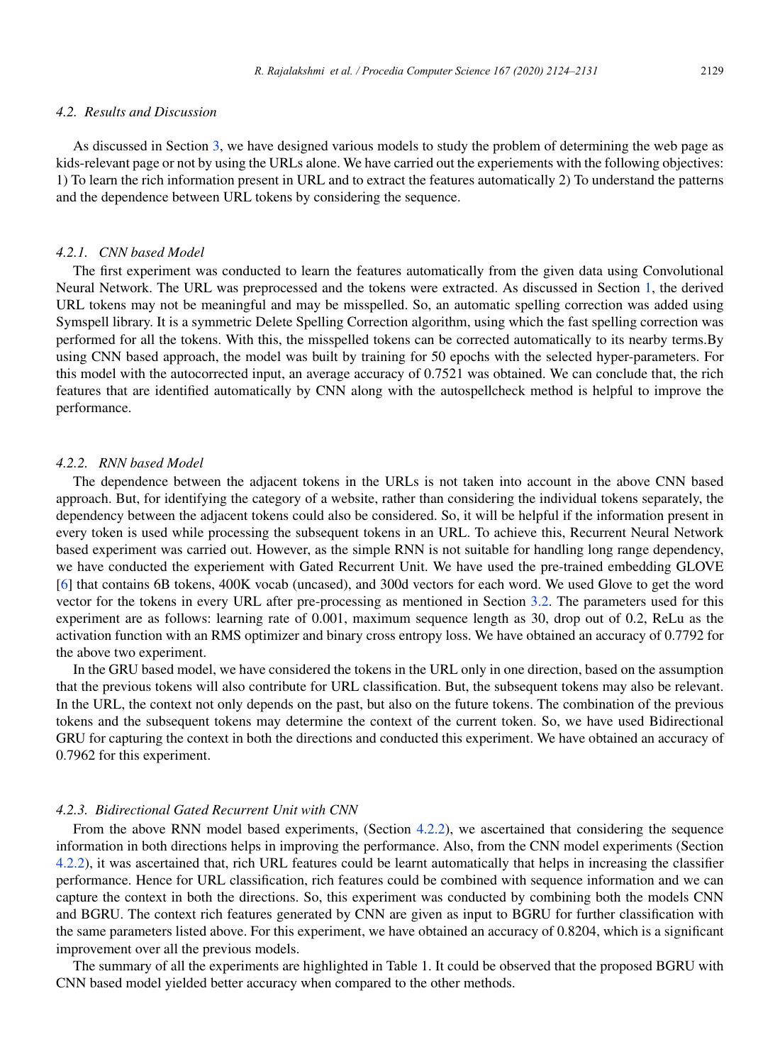### 4.2. Results and Discussion

As discussed in Section 3, we have designed various models to study the problem of determining the web page as kids-relevant page or not by using the URLs alone. We have carried out the experiments with the following objectives: 1) To learn the rich information present in URL and to extract the features automatically 2) To understand the patterns and the dependence between URL tokens by considering the sequence.

#### 4.2.1. CNN based Model

The first experiment was conducted to learn the features automatically from the given data using Convolutional Neural Network. The URL was preprocessed and the tokens were extracted. As discussed in Section 1, the derived URL tokens may not be meaningful and may be misspelled. So, an automatic spelling correction was added using Symspell library. It is a symmetric Delete Spelling Correction algorithm, using which the fast spelling correction was performed for all the tokens. With this, the misspelled tokens can be corrected automatically to its nearby terms.By using CNN based approach, the model was built by training for 50 epochs with the selected hyper-parameters. For this model with the autocorrected input, an average accuracy of 0.7521 was obtained. We can conclude that, the rich features that are identified automatically by CNN along with the autospellcheck method is helpful to improve the performance.

#### 4.2.2. RNN based Model

The dependence between the adjacent tokens in the URLs is not taken into account in the above CNN based approach. But, for identifying the category of a website, rather than considering the individual tokens separately, the dependency between the adjacent tokens could also be considered. So, it will be helpful if the information present in every token is used while processing the subsequent tokens in an URL. To achieve this, Recurrent Neural Network based experiment was carried out. However, as the simple RNN is not suitable for handling long range dependency, we have conducted the experiment with Gated Recurrent Unit. We have used the pre-trained embedding GLOVE [6] that contains 6B tokens, 400K vocab (uncased), and 300d vectors for each word. We used Glove to get the word vector for the tokens in every URL after pre-processing as mentioned in Section 3.2. The parameters used for this experiment are as follows: learning rate of 0.001, maximum sequence length as 30, drop out of 0.2, ReLu as the activation function with an RMS optimizer and binary cross entropy loss. We have obtained an accuracy of 0.7792 for the above two experiment.

In the GRU based model, we have considered the tokens in the URL only in one direction, based on the assumption that the previous tokens will also contribute for URL classification. But, the subsequent tokens may also be relevant. In the URL, the context not only depends on the past, but also on the future tokens. The combination of the previous tokens and the subsequent tokens may determine the context of the current token. So, we have used Bidirectional GRU for capturing the context in both the directions and conducted this experiment. We have obtained an accuracy of 0.7962 for this experiment.

#### 4.2.3. Bidirectional Gated Recurrent Unit with CNN

From the above RNN model based experiments, (Section 4.2.2), we ascertained that considering the sequence information in both directions helps in improving the performance. Also, from the CNN model experiments (Section 4.2.2), it was ascertained that, rich URL features could be learnt automatically that helps in increasing the classifier performance. Hence for URL classification, rich features could be combined with sequence information and we can capture the context in both the directions. So, this experiment was conducted by combining both the models CNN and BGRU. The context rich features generated by CNN are given as input to BGRU for further classification with the same parameters listed above. For this experiment, we have obtained an accuracy of 0.8204, which is a significant improvement over all the previous models.

The summary of all the experiments are highlighted in Table 1. It could be observed that the proposed BGRU with CNN based model yielded better accuracy when compared to the other methods.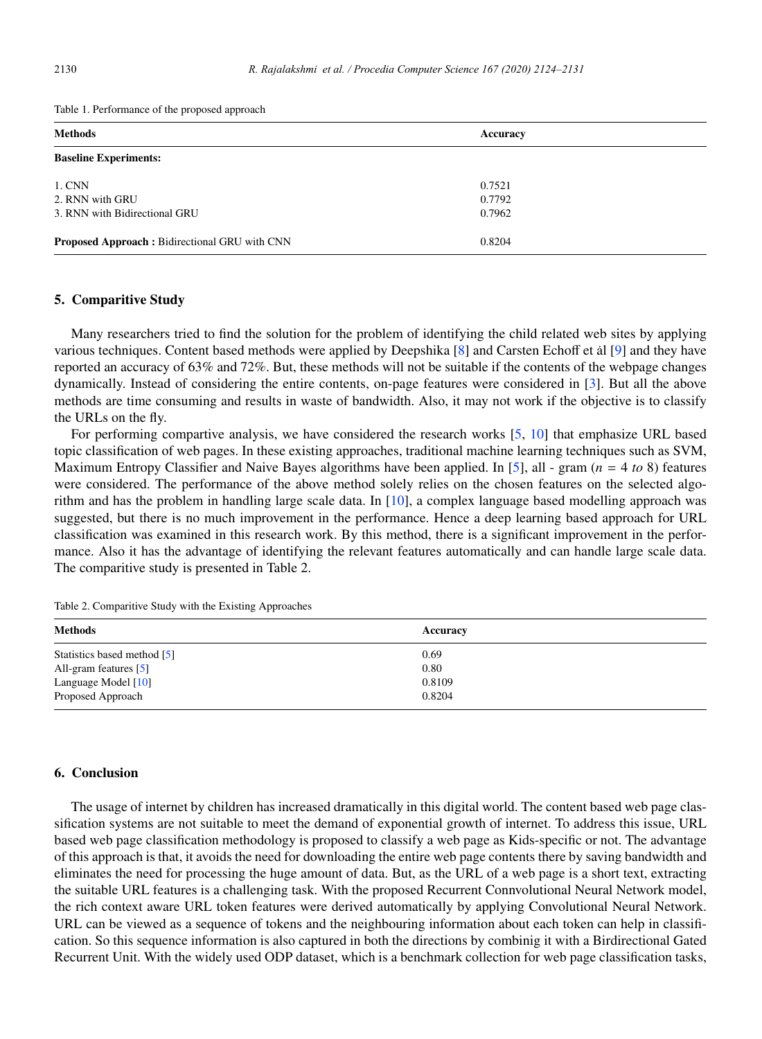Table 1. Performance of the proposed approach

| Methods | Accuracy |
|---|---|
| **Baseline Experiments:** | |
| 1. CNN | 0.7521 |
| 2. RNN with GRU | 0.7792 |
| 3. RNN with Bidirectional GRU | 0.7962 |
| **Proposed Approach :** Bidirectional GRU with CNN | 0.8204 |

## 5. Comparitive Study

Many researchers tried to find the solution for the problem of identifying the child related web sites by applying various techniques. Content based methods were applied by Deepshika [8] and Carsten Echoff et ȧl [9] and they have reported an accuracy of 63% and 72%. But, these methods will not be suitable if the contents of the webpage changes dynamically. Instead of considering the entire contents, on-page features were considered in [3]. But all the above methods are time consuming and results in waste of bandwidth. Also, it may not work if the objective is to classify the URLs on the fly.

For performing compartive analysis, we have considered the research works [5, 10] that emphasize URL based topic classification of web pages. In these existing approaches, traditional machine learning techniques such as SVM, Maximum Entropy Classifier and Naive Bayes algorithms have been applied. In [5], all - gram ($n$ = 4 *to* 8) features were considered. The performance of the above method solely relies on the chosen features on the selected algorithm and has the problem in handling large scale data. In [10], a complex language based modelling approach was suggested, but there is no much improvement in the performance. Hence a deep learning based approach for URL classification was examined in this research work. By this method, there is a significant improvement in the performance. Also it has the advantage of identifying the relevant features automatically and can handle large scale data. The comparitive study is presented in Table 2.

Table 2. Comparitive Study with the Existing Approaches

| Methods | Accuracy |
|---|---|
| Statistics based method [5] | 0.69 |
| All-gram features [5] | 0.80 |
| Language Model [10] | 0.8109 |
| Proposed Approach | 0.8204 |

## 6. Conclusion

The usage of internet by children has increased dramatically in this digital world. The content based web page classification systems are not suitable to meet the demand of exponential growth of internet. To address this issue, URL based web page classification methodology is proposed to classify a web page as Kids-specific or not. The advantage of this approach is that, it avoids the need for downloading the entire web page contents there by saving bandwidth and eliminates the need for processing the huge amount of data. But, as the URL of a web page is a short text, extracting the suitable URL features is a challenging task. With the proposed Recurrent Connvolutional Neural Network model, the rich context aware URL token features were derived automatically by applying Convolutional Neural Network. URL can be viewed as a sequence of tokens and the neighbouring information about each token can help in classification. So this sequence information is also captured in both the directions by combinig it with a Birdirectional Gated Recurrent Unit. With the widely used ODP dataset, which is a benchmark collection for web page classification tasks,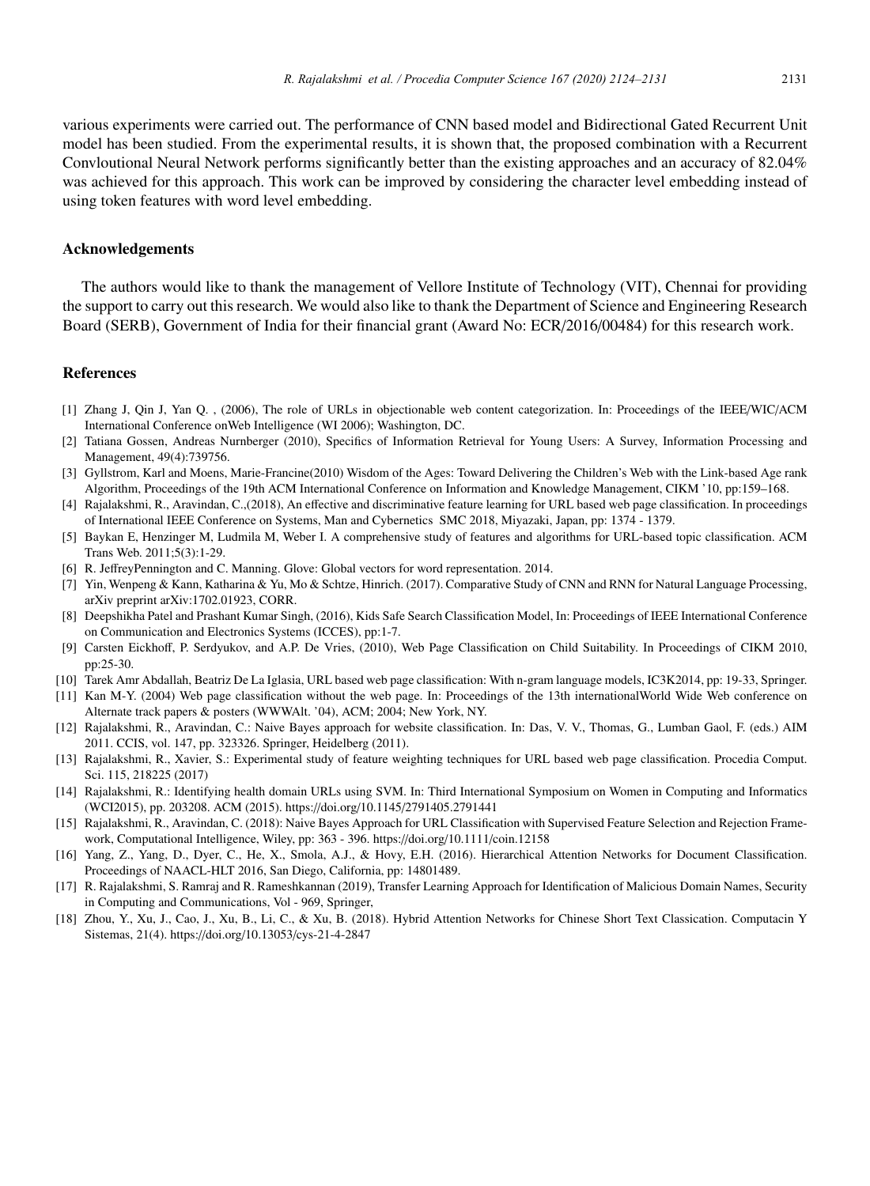various experiments were carried out. The performance of CNN based model and Bidirectional Gated Recurrent Unit model has been studied. From the experimental results, it is shown that, the proposed combination with a Recurrent Convloutional Neural Network performs significantly better than the existing approaches and an accuracy of 82.04% was achieved for this approach. This work can be improved by considering the character level embedding instead of using token features with word level embedding.

## Acknowledgements

The authors would like to thank the management of Vellore Institute of Technology (VIT), Chennai for providing the support to carry out this research. We would also like to thank the Department of Science and Engineering Research Board (SERB), Government of India for their financial grant (Award No: ECR/2016/00484) for this research work.

## References

[1] Zhang J, Qin J, Yan Q. , (2006), The role of URLs in objectionable web content categorization. In: Proceedings of the IEEE/WIC/ACM International Conference onWeb Intelligence (WI 2006); Washington, DC.

[2] Tatiana Gossen, Andreas Nurnberger (2010), Specifics of Information Retrieval for Young Users: A Survey, Information Processing and Management, 49(4):739756.

[3] Gyllstrom, Karl and Moens, Marie-Francine(2010) Wisdom of the Ages: Toward Delivering the Children's Web with the Link-based Age rank Algorithm, Proceedings of the 19th ACM International Conference on Information and Knowledge Management, CIKM '10, pp:159–168.

[4] Rajalakshmi, R., Aravindan, C.,(2018), An effective and discriminative feature learning for URL based web page classification. In proceedings of International IEEE Conference on Systems, Man and Cybernetics SMC 2018, Miyazaki, Japan, pp: 1374 - 1379.

[5] Baykan E, Henzinger M, Ludmila M, Weber I. A comprehensive study of features and algorithms for URL-based topic classification. ACM Trans Web. 2011;5(3):1-29.

[6] R. JeffreyPennington and C. Manning. Glove: Global vectors for word representation. 2014.

[7] Yin, Wenpeng & Kann, Katharina & Yu, Mo & Schtze, Hinrich. (2017). Comparative Study of CNN and RNN for Natural Language Processing, arXiv preprint arXiv:1702.01923, CORR.

[8] Deepshikha Patel and Prashant Kumar Singh, (2016), Kids Safe Search Classification Model, In: Proceedings of IEEE International Conference on Communication and Electronics Systems (ICCES), pp:1-7.

[9] Carsten Eickhoff, P. Serdyukov, and A.P. De Vries, (2010), Web Page Classification on Child Suitability. In Proceedings of CIKM 2010, pp:25-30.

[10] Tarek Amr Abdallah, Beatriz De La Iglasia, URL based web page classification: With n-gram language models, IC3K2014, pp: 19-33, Springer.

[11] Kan M-Y. (2004) Web page classification without the web page. In: Proceedings of the 13th internationalWorld Wide Web conference on Alternate track papers & posters (WWWAlt. '04), ACM; 2004; New York, NY.

[12] Rajalakshmi, R., Aravindan, C.: Naive Bayes approach for website classification. In: Das, V. V., Thomas, G., Lumban Gaol, F. (eds.) AIM 2011. CCIS, vol. 147, pp. 323326. Springer, Heidelberg (2011).

[13] Rajalakshmi, R., Xavier, S.: Experimental study of feature weighting techniques for URL based web page classification. Procedia Comput. Sci. 115, 218225 (2017)

[14] Rajalakshmi, R.: Identifying health domain URLs using SVM. In: Third International Symposium on Women in Computing and Informatics (WCI2015), pp. 203208. ACM (2015). https://doi.org/10.1145/2791405.2791441

[15] Rajalakshmi, R., Aravindan, C. (2018): Naive Bayes Approach for URL Classification with Supervised Feature Selection and Rejection Framework, Computational Intelligence, Wiley, pp: 363 - 396. https://doi.org/10.1111/coin.12158

[16] Yang, Z., Yang, D., Dyer, C., He, X., Smola, A.J., & Hovy, E.H. (2016). Hierarchical Attention Networks for Document Classification. Proceedings of NAACL-HLT 2016, San Diego, California, pp: 14801489.

[17] R. Rajalakshmi, S. Ramraj and R. Rameshkannan (2019), Transfer Learning Approach for Identification of Malicious Domain Names, Security in Computing and Communications, Vol - 969, Springer,

[18] Zhou, Y., Xu, J., Cao, J., Xu, B., Li, C., & Xu, B. (2018). Hybrid Attention Networks for Chinese Short Text Classication. Computacin Y Sistemas, 21(4). https://doi.org/10.13053/cys-21-4-2847